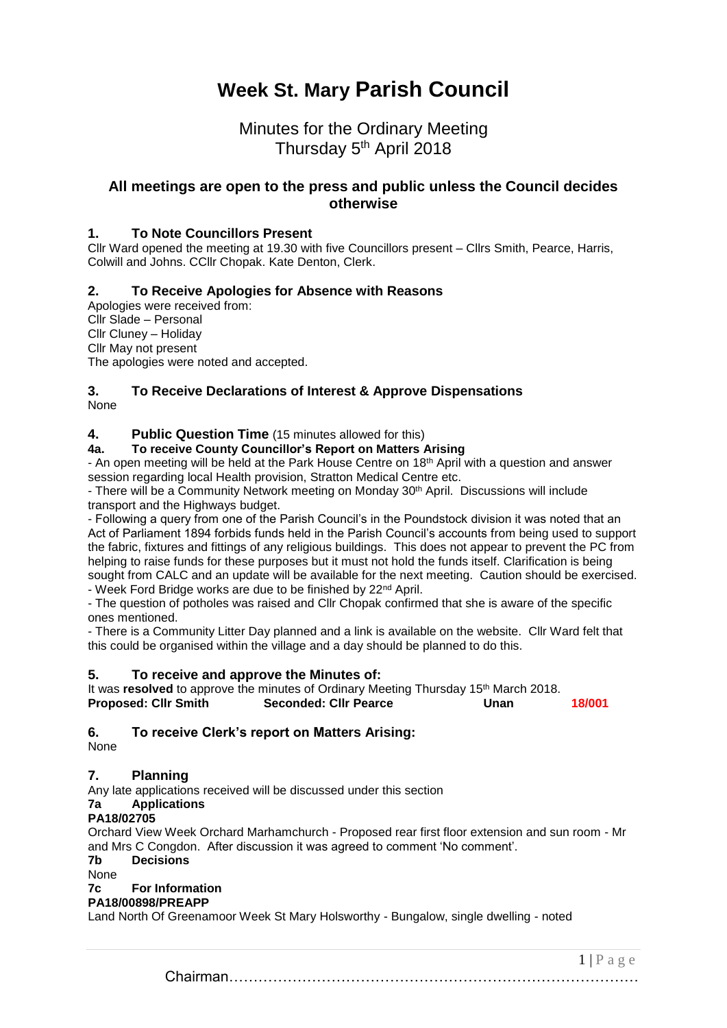# Week St. Mary Parish Council

## Minutes for the Ordinary Meeting
## Thursday 5th April 2018

### All meetings are open to the press and public unless the Council decides otherwise

### 1. To Note Councillors Present

Cllr Ward opened the meeting at 19.30 with five Councillors present – Cllrs Smith, Pearce, Harris, Colwill and Johns. CCllr Chopak. Kate Denton, Clerk.

### 2. To Receive Apologies for Absence with Reasons

Apologies were received from:
Cllr Slade – Personal
Cllr Cluney – Holiday
Cllr May not present
The apologies were noted and accepted.

### 3. To Receive Declarations of Interest & Approve Dispensations

None

### 4. Public Question Time (15 minutes allowed for this)

#### 4a. To receive County Councillor's Report on Matters Arising

- An open meeting will be held at the Park House Centre on 18th April with a question and answer session regarding local Health provision, Stratton Medical Centre etc.
- There will be a Community Network meeting on Monday 30th April. Discussions will include transport and the Highways budget.
- Following a query from one of the Parish Council's in the Poundstock division it was noted that an Act of Parliament 1894 forbids funds held in the Parish Council's accounts from being used to support the fabric, fixtures and fittings of any religious buildings. This does not appear to prevent the PC from helping to raise funds for these purposes but it must not hold the funds itself. Clarification is being sought from CALC and an update will be available for the next meeting. Caution should be exercised.
- Week Ford Bridge works are due to be finished by 22nd April.
- The question of potholes was raised and Cllr Chopak confirmed that she is aware of the specific ones mentioned.
- There is a Community Litter Day planned and a link is available on the website. Cllr Ward felt that this could be organised within the village and a day should be planned to do this.

### 5. To receive and approve the Minutes of:

It was **resolved** to approve the minutes of Ordinary Meeting Thursday 15th March 2018.

**Proposed: Cllr Smith** **Seconded: Cllr Pearce** **Unan** **18/001**

### 6. To receive Clerk's report on Matters Arising:

None

### 7. Planning

Any late applications received will be discussed under this section

#### 7a Applications

**PA18/02705**

Orchard View Week Orchard Marhamchurch - Proposed rear first floor extension and sun room - Mr and Mrs C Congdon. After discussion it was agreed to comment 'No comment'.

#### 7b Decisions

None

#### 7c For Information

**PA18/00898/PREAPP**

Land North Of Greenamoor Week St Mary Holsworthy - Bungalow, single dwelling - noted

Chairman……………………………………………………………………………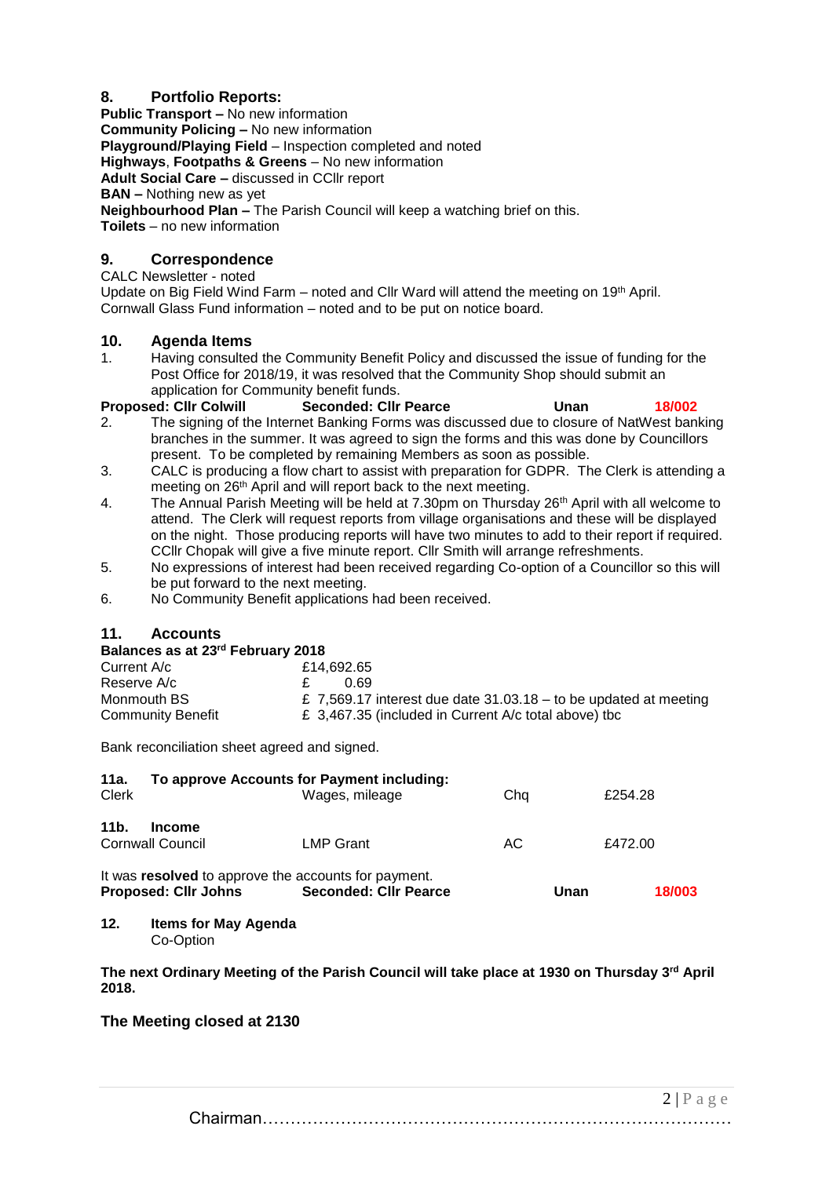## 8. Portfolio Reports:

**Public Transport –** No new information
**Community Policing –** No new information
**Playground/Playing Field** – Inspection completed and noted
**Highways**, **Footpaths & Greens** – No new information
**Adult Social Care –** discussed in CCllr report
**BAN –** Nothing new as yet
**Neighbourhood Plan –** The Parish Council will keep a watching brief on this.
**Toilets** – no new information

## 9. Correspondence

CALC Newsletter - noted
Update on Big Field Wind Farm – noted and Cllr Ward will attend the meeting on 19th April.
Cornwall Glass Fund information – noted and to be put on notice board.

## 10. Agenda Items

1. Having consulted the Community Benefit Policy and discussed the issue of funding for the Post Office for 2018/19, it was resolved that the Community Shop should submit an application for Community benefit funds.

**Proposed: Cllr Colwill** **Seconded: Cllr Pearce** **Unan** **18/002**

2. The signing of the Internet Banking Forms was discussed due to closure of NatWest banking branches in the summer. It was agreed to sign the forms and this was done by Councillors present. To be completed by remaining Members as soon as possible.
3. CALC is producing a flow chart to assist with preparation for GDPR. The Clerk is attending a meeting on 26th April and will report back to the next meeting.
4. The Annual Parish Meeting will be held at 7.30pm on Thursday 26th April with all welcome to attend. The Clerk will request reports from village organisations and these will be displayed on the night. Those producing reports will have two minutes to add to their report if required. CCllr Chopak will give a five minute report. Cllr Smith will arrange refreshments.
5. No expressions of interest had been received regarding Co-option of a Councillor so this will be put forward to the next meeting.
6. No Community Benefit applications had been received.

## 11. Accounts

**Balances as at 23rd February 2018**

| | |
|---|---|
| Current A/c | £14,692.65 |
| Reserve A/c | £ 0.69 |
| Monmouth BS | £ 7,569.17 interest due date 31.03.18 – to be updated at meeting |
| Community Benefit | £ 3,467.35 (included in Current A/c total above) tbc |

Bank reconciliation sheet agreed and signed.

**11a. To approve Accounts for Payment including:**

| | | | |
|---|---|---|---|
| Clerk | Wages, mileage | Chq | £254.28 |

**11b. Income**

| | | | |
|---|---|---|---|
| Cornwall Council | LMP Grant | AC | £472.00 |

It was **resolved** to approve the accounts for payment.
**Proposed: Cllr Johns** **Seconded: Cllr Pearce** **Unan** **18/003**

## 12. Items for May Agenda

Co-Option

**The next Ordinary Meeting of the Parish Council will take place at 1930 on Thursday 3rd April 2018.**

**The Meeting closed at 2130**

Chairman…………………………………………………………………………